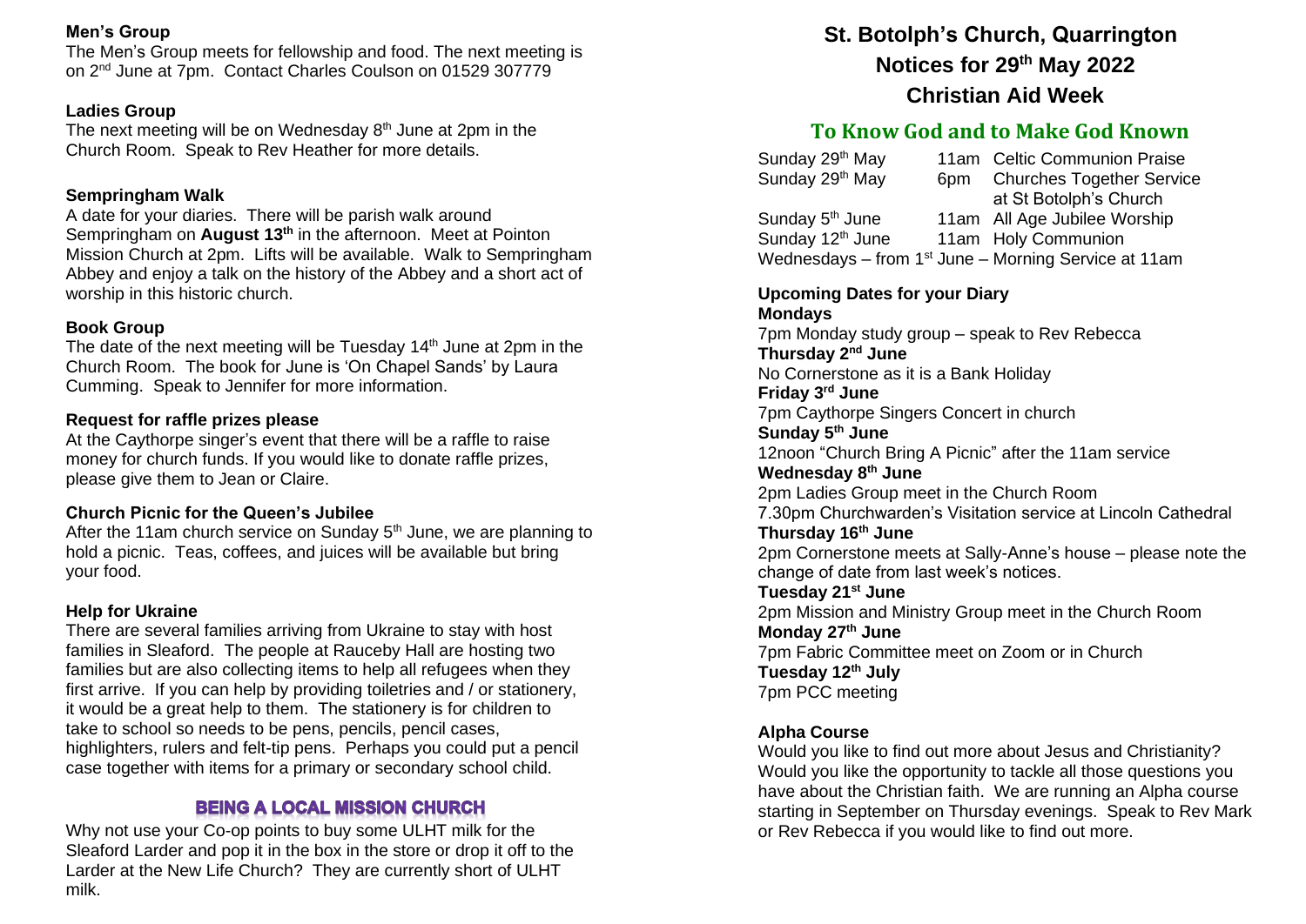**Men's Group**

The Men's Group meets for fellowship and food. The next meeting is on 2nd June at 7pm. Contact Charles Coulson on 01529 307779

**Ladies Group**

The next meeting will be on Wednesday 8th June at 2pm in the Church Room. Speak to Rev Heather for more details.

**Sempringham Walk**

A date for your diaries. There will be parish walk around Sempringham on **August 13th** in the afternoon. Meet at Pointon Mission Church at 2pm. Lifts will be available. Walk to Sempringham Abbey and enjoy a talk on the history of the Abbey and a short act of worship in this historic church.

**Book Group**

The date of the next meeting will be Tuesday 14th June at 2pm in the Church Room. The book for June is 'On Chapel Sands' by Laura Cumming. Speak to Jennifer for more information.

**Request for raffle prizes please**

At the Caythorpe singer's event that there will be a raffle to raise money for church funds. If you would like to donate raffle prizes, please give them to Jean or Claire.

**Church Picnic for the Queen's Jubilee**

After the 11am church service on Sunday 5th June, we are planning to hold a picnic. Teas, coffees, and juices will be available but bring your food.

**Help for Ukraine**

There are several families arriving from Ukraine to stay with host families in Sleaford. The people at Rauceby Hall are hosting two families but are also collecting items to help all refugees when they first arrive. If you can help by providing toiletries and / or stationery, it would be a great help to them. The stationery is for children to take to school so needs to be pens, pencils, pencil cases, highlighters, rulers and felt-tip pens. Perhaps you could put a pencil case together with items for a primary or secondary school child.

## BEING A LOCAL MISSION CHURCH

Why not use your Co-op points to buy some ULHT milk for the Sleaford Larder and pop it in the box in the store or drop it off to the Larder at the New Life Church? They are currently short of ULHT milk.

# St. Botolph's Church, Quarrington
## Notices for 29th May 2022
## Christian Aid Week

## To Know God and to Make God Known

| | | |
|---|---|---|
| Sunday 29th May | 11am | Celtic Communion Praise |
| Sunday 29th May | 6pm | Churches Together Service at St Botolph's Church |
| Sunday 5th June | 11am | All Age Jubilee Worship |
| Sunday 12th June | 11am | Holy Communion |

Wednesdays – from 1st June – Morning Service at 11am

**Upcoming Dates for your Diary**

**Mondays**
7pm Monday study group – speak to Rev Rebecca

**Thursday 2nd June**
No Cornerstone as it is a Bank Holiday

**Friday 3rd June**
7pm Caythorpe Singers Concert in church

**Sunday 5th June**
12noon "Church Bring A Picnic" after the 11am service

**Wednesday 8th June**
2pm Ladies Group meet in the Church Room
7.30pm Churchwarden's Visitation service at Lincoln Cathedral

**Thursday 16th June**
2pm Cornerstone meets at Sally-Anne's house – please note the change of date from last week's notices.

**Tuesday 21st June**
2pm Mission and Ministry Group meet in the Church Room

**Monday 27th June**
7pm Fabric Committee meet on Zoom or in Church

**Tuesday 12th July**
7pm PCC meeting

**Alpha Course**

Would you like to find out more about Jesus and Christianity? Would you like the opportunity to tackle all those questions you have about the Christian faith. We are running an Alpha course starting in September on Thursday evenings. Speak to Rev Mark or Rev Rebecca if you would like to find out more.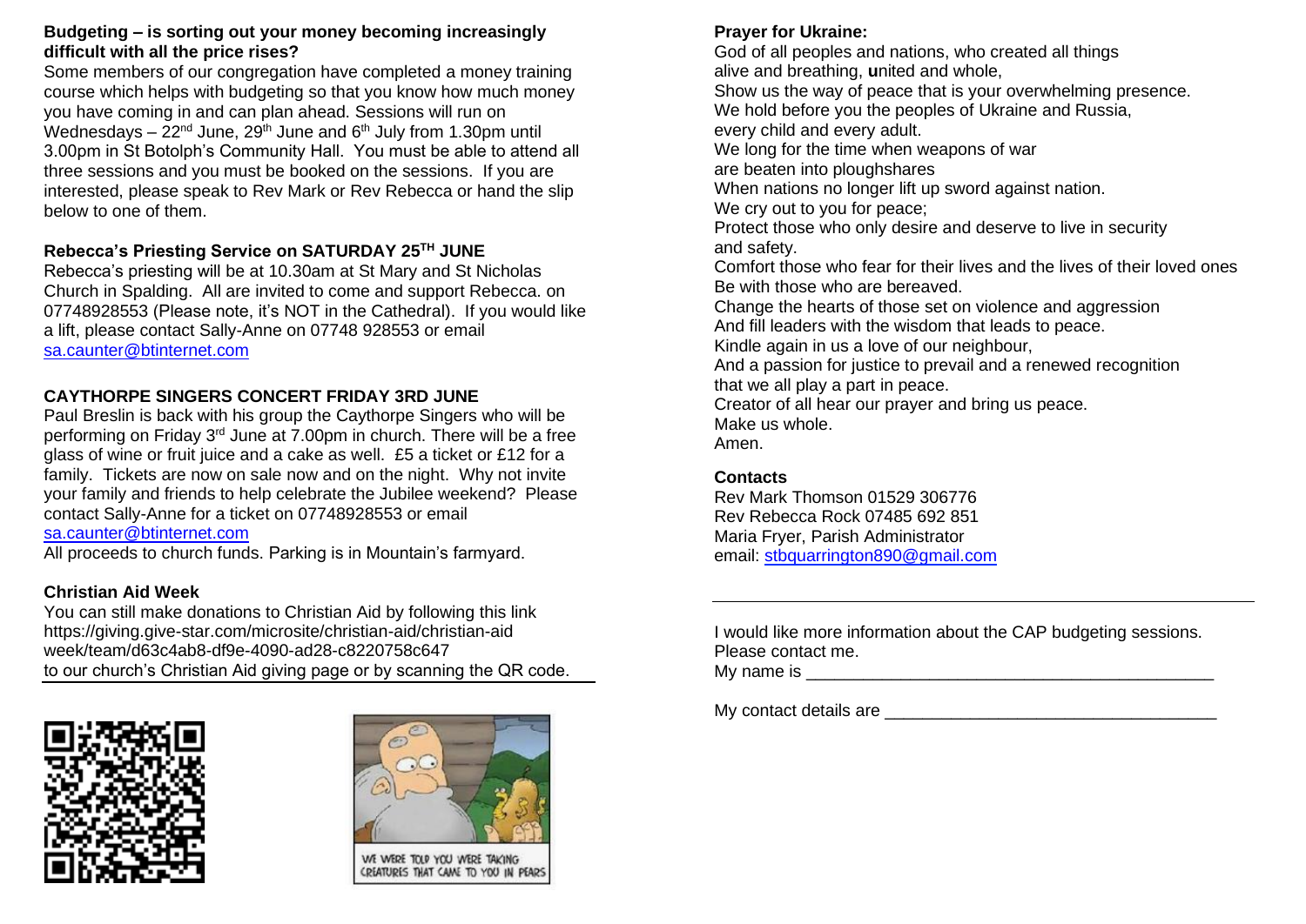**Budgeting – is sorting out your money becoming increasingly difficult with all the price rises?**

Some members of our congregation have completed a money training course which helps with budgeting so that you know how much money you have coming in and can plan ahead. Sessions will run on Wednesdays – 22nd June, 29th June and 6th July from 1.30pm until 3.00pm in St Botolph's Community Hall. You must be able to attend all three sessions and you must be booked on the sessions. If you are interested, please speak to Rev Mark or Rev Rebecca or hand the slip below to one of them.

**Rebecca's Priesting Service on SATURDAY 25TH JUNE**

Rebecca's priesting will be at 10.30am at St Mary and St Nicholas Church in Spalding. All are invited to come and support Rebecca. on 07748928553 (Please note, it's NOT in the Cathedral). If you would like a lift, please contact Sally-Anne on 07748 928553 or email sa.caunter@btinternet.com

**CAYTHORPE SINGERS CONCERT FRIDAY 3RD JUNE**

Paul Breslin is back with his group the Caythorpe Singers who will be performing on Friday 3rd June at 7.00pm in church. There will be a free glass of wine or fruit juice and a cake as well. £5 a ticket or £12 for a family. Tickets are now on sale now and on the night. Why not invite your family and friends to help celebrate the Jubilee weekend? Please contact Sally-Anne for a ticket on 07748928553 or email sa.caunter@btinternet.com

All proceeds to church funds. Parking is in Mountain's farmyard.

**Christian Aid Week**

You can still make donations to Christian Aid by following this link https://giving.give-star.com/microsite/christian-aid/christian-aid week/team/d63c4ab8-df9e-4090-ad28-c8220758c647 to our church's Christian Aid giving page or by scanning the QR code.

WE WERE TOLD YOU WERE TAKING CREATURES THAT CAME TO YOU IN PEARS

**Prayer for Ukraine:**

God of all peoples and nations, who created all things
alive and breathing, **u**nited and whole,
Show us the way of peace that is your overwhelming presence.
We hold before you the peoples of Ukraine and Russia,
every child and every adult.
We long for the time when weapons of war
are beaten into ploughshares
When nations no longer lift up sword against nation.
We cry out to you for peace;
Protect those who only desire and deserve to live in security
and safety.
Comfort those who fear for their lives and the lives of their loved ones
Be with those who are bereaved.
Change the hearts of those set on violence and aggression
And fill leaders with the wisdom that leads to peace.
Kindle again in us a love of our neighbour,
And a passion for justice to prevail and a renewed recognition
that we all play a part in peace.
Creator of all hear our prayer and bring us peace.
Make us whole.
Amen.

**Contacts**

Rev Mark Thomson 01529 306776
Rev Rebecca Rock 07485 692 851
Maria Fryer, Parish Administrator
email: stbquarrington890@gmail.com

---

I would like more information about the CAP budgeting sessions.
Please contact me.
My name is ____________________________________________

My contact details are ____________________________________